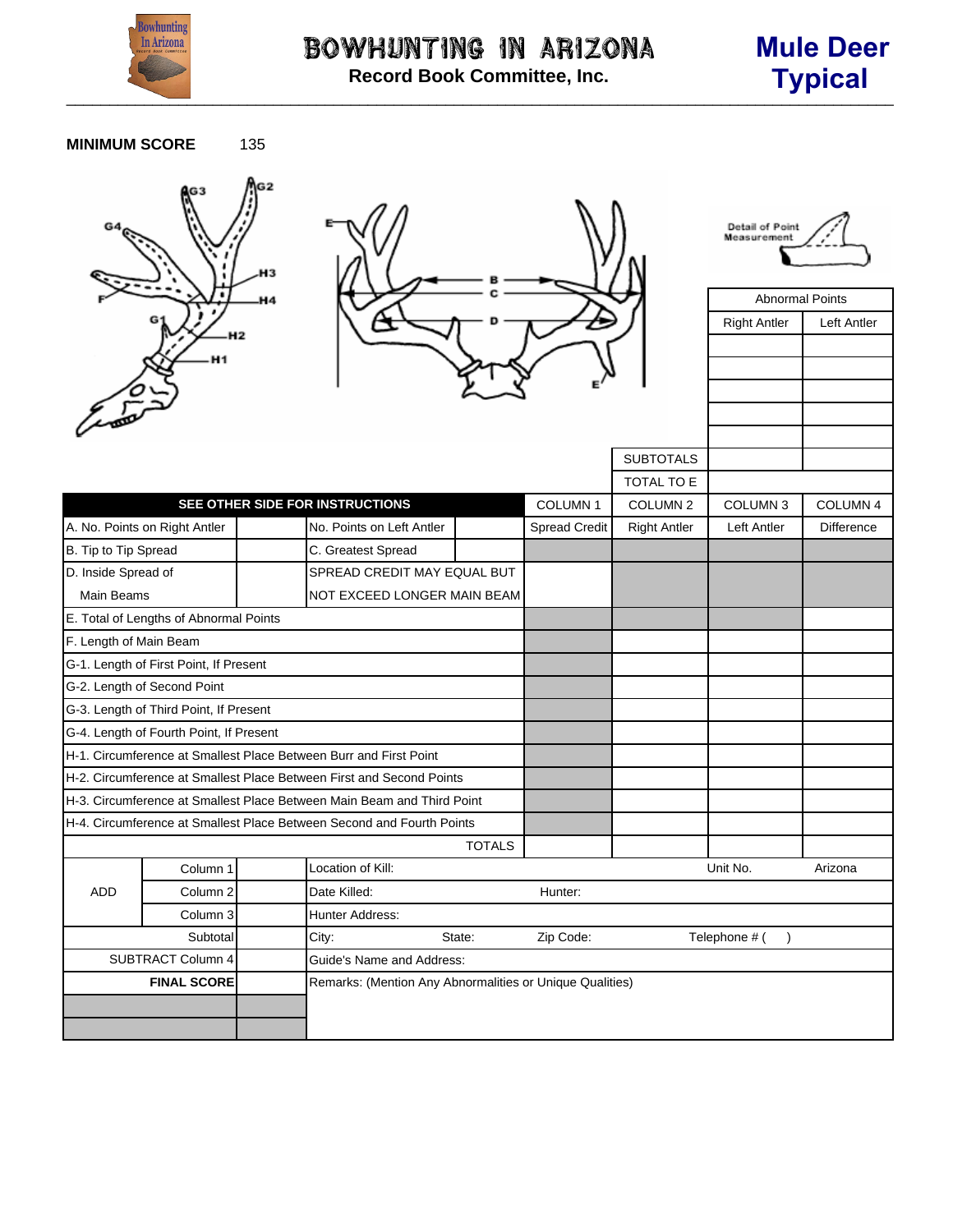# BOWHUNTING IN ARIZONA

**Record Book Committee, Inc.**

## Mule Deer Typical

**MINIMUM SCORE** 135

G3 G2 G4 H3 F H4 G1 H2 H1

E B C D E

Detail of Point Measurement

| Abnormal Points | |
|---|---|
| Right Antler | Left Antler |
| | |
| | |
| | |
| | |
| | |
| SUBTOTALS | |
| TOTAL TO E | |

| SEE OTHER SIDE FOR INSTRUCTIONS | | | | COLUMN 1 | COLUMN 2 | COLUMN 3 | COLUMN 4 |
|---|---|---|---|---|---|---|---|
| A. No. Points on Right Antler | | No. Points on Left Antler | | Spread Credit | Right Antler | Left Antler | Difference |
| B. Tip to Tip Spread | | C. Greatest Spread | | | | | |
| D. Inside Spread of Main Beams | | SPREAD CREDIT MAY EQUAL BUT NOT EXCEED LONGER MAIN BEAM | | | | | |
| E. Total of Lengths of Abnormal Points | | | | | | | |
| F. Length of Main Beam | | | | | | | |
| G-1. Length of First Point, If Present | | | | | | | |
| G-2. Length of Second Point | | | | | | | |
| G-3. Length of Third Point, If Present | | | | | | | |
| G-4. Length of Fourth Point, If Present | | | | | | | |
| H-1. Circumference at Smallest Place Between Burr and First Point | | | | | | | |
| H-2. Circumference at Smallest Place Between First and Second Points | | | | | | | |
| H-3. Circumference at Smallest Place Between Main Beam and Third Point | | | | | | | |
| H-4. Circumference at Smallest Place Between Second and Fourth Points | | | | | | | |
| | | | TOTALS | | | | |

| | | | | | |
|---|---|---|---|---|---|
| ADD | Column 1 | | Location of Kill: | Unit No. | Arizona |
| | Column 2 | | Date Killed: | Hunter: | |
| | Column 3 | | Hunter Address: | | |
| Subtotal | | | City: State: | Zip Code: | Telephone # ( ) |
| SUBTRACT Column 4 | | | Guide's Name and Address: | | |
| **FINAL SCORE** | | | Remarks: (Mention Any Abnormalities or Unique Qualities) | | |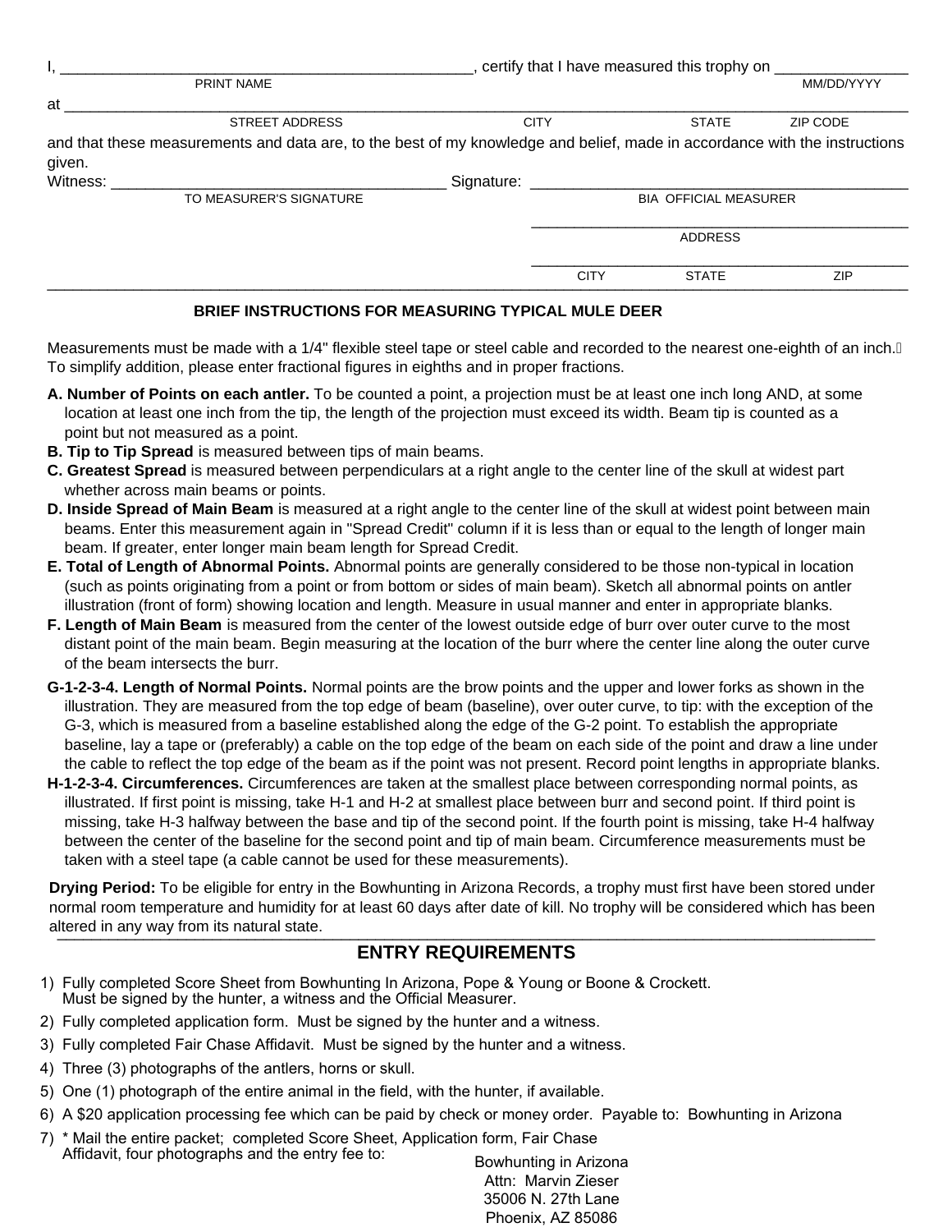I, ______________________________________________, certify that I have measured this trophy on _______________
PRINT NAME MM/DD/YYYY

at ___________________________________________________________________________________________
STREET ADDRESS CITY STATE ZIP CODE

and that these measurements and data are, to the best of my knowledge and belief, made in accordance with the instructions given.

Witness: ____________________________________ Signature: ______________________________________
TO MEASURER'S SIGNATURE BIA OFFICIAL MEASURER

______________________________________
ADDRESS

______________________________________
CITY STATE ZIP

---

**BRIEF INSTRUCTIONS FOR MEASURING TYPICAL MULE DEER**

Measurements must be made with a 1/4" flexible steel tape or steel cable and recorded to the nearest one-eighth of an inch. To simplify addition, please enter fractional figures in eighths and in proper fractions.

**A. Number of Points on each antler.** To be counted a point, a projection must be at least one inch long AND, at some location at least one inch from the tip, the length of the projection must exceed its width. Beam tip is counted as a point but not measured as a point.
**B. Tip to Tip Spread** is measured between tips of main beams.
**C. Greatest Spread** is measured between perpendiculars at a right angle to the center line of the skull at widest part whether across main beams or points.
**D. Inside Spread of Main Beam** is measured at a right angle to the center line of the skull at widest point between main beams. Enter this measurement again in "Spread Credit" column if it is less than or equal to the length of longer main beam. If greater, enter longer main beam length for Spread Credit.
**E. Total of Length of Abnormal Points.** Abnormal points are generally considered to be those non-typical in location (such as points originating from a point or from bottom or sides of main beam). Sketch all abnormal points on antler illustration (front of form) showing location and length. Measure in usual manner and enter in appropriate blanks.
**F. Length of Main Beam** is measured from the center of the lowest outside edge of burr over outer curve to the most distant point of the main beam. Begin measuring at the location of the burr where the center line along the outer curve of the beam intersects the burr.
**G-1-2-3-4. Length of Normal Points.** Normal points are the brow points and the upper and lower forks as shown in the illustration. They are measured from the top edge of beam (baseline), over outer curve, to tip: with the exception of the G-3, which is measured from a baseline established along the edge of the G-2 point. To establish the appropriate baseline, lay a tape or (preferably) a cable on the top edge of the beam on each side of the point and draw a line under the cable to reflect the top edge of the beam as if the point was not present. Record point lengths in appropriate blanks.
**H-1-2-3-4. Circumferences.** Circumferences are taken at the smallest place between corresponding normal points, as illustrated. If first point is missing, take H-1 and H-2 at smallest place between burr and second point. If third point is missing, take H-3 halfway between the base and tip of the second point. If the fourth point is missing, take H-4 halfway between the center of the baseline for the second point and tip of main beam. Circumference measurements must be taken with a steel tape (a cable cannot be used for these measurements).

**Drying Period:** To be eligible for entry in the Bowhunting in Arizona Records, a trophy must first have been stored under normal room temperature and humidity for at least 60 days after date of kill. No trophy will be considered which has been altered in any way from its natural state.

---

## ENTRY REQUIREMENTS

1) Fully completed Score Sheet from Bowhunting In Arizona, Pope & Young or Boone & Crockett. Must be signed by the hunter, a witness and the Official Measurer.
2) Fully completed application form. Must be signed by the hunter and a witness.
3) Fully completed Fair Chase Affidavit. Must be signed by the hunter and a witness.
4) Three (3) photographs of the antlers, horns or skull.
5) One (1) photograph of the entire animal in the field, with the hunter, if available.
6) A $20 application processing fee which can be paid by check or money order. Payable to: Bowhunting in Arizona
7) * Mail the entire packet; completed Score Sheet, Application form, Fair Chase Affidavit, four photographs and the entry fee to:

Bowhunting in Arizona
Attn: Marvin Zieser
35006 N. 27th Lane
Phoenix, AZ 85086